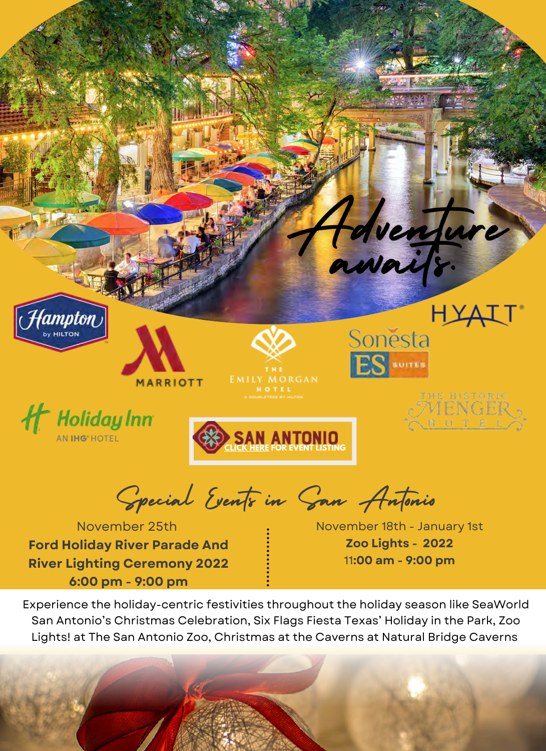# Adventure awaits.

Hampton by HILTON

MARRIOTT

THE EMILY MORGAN HOTEL
A DOUBLETREE BY HILTON

HYATT

Sonesta ES SUITES

Holiday Inn AN IHG HOTEL

SAN ANTONIO
CLICK HERE FOR EVENT LISTING

THE HISTORIC MENGER HOTEL

## Special Events in San Antonio

November 25th
**Ford Holiday River Parade And River Lighting Ceremony 2022**
**6:00 pm - 9:00 pm**

November 18th - January 1st
**Zoo Lights - 2022**
11**:00 am - 9:00 pm**

Experience the holiday-centric festivities throughout the holiday season like SeaWorld San Antonio's Christmas Celebration, Six Flags Fiesta Texas' Holiday in the Park, Zoo Lights! at The San Antonio Zoo, Christmas at the Caverns at Natural Bridge Caverns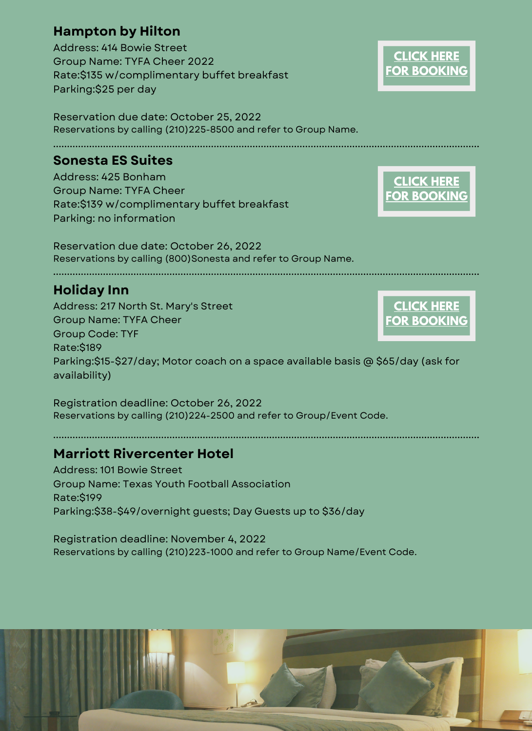## Hampton by Hilton

Address: 414 Bowie Street
Group Name: TYFA Cheer 2022
Rate:$135 w/complimentary buffet breakfast
Parking:$25 per day

**CLICK HERE FOR BOOKING**

Reservation due date: October 25, 2022
Reservations by calling (210)225-8500 and refer to Group Name.

---

## Sonesta ES Suites

Address: 425 Bonham
Group Name: TYFA Cheer
Rate:$139 w/complimentary buffet breakfast
Parking: no information

**CLICK HERE FOR BOOKING**

Reservation due date: October 26, 2022
Reservations by calling (800)Sonesta and refer to Group Name.

---

## Holiday Inn

Address: 217 North St. Mary's Street
Group Name: TYFA Cheer
Group Code: TYF
Rate:$189
Parking:$15-$27/day; Motor coach on a space available basis @ $65/day (ask for availability)

**CLICK HERE FOR BOOKING**

Registration deadline: October 26, 2022
Reservations by calling (210)224-2500 and refer to Group/Event Code.

---

## Marriott Rivercenter Hotel

Address: 101 Bowie Street
Group Name: Texas Youth Football Association
Rate:$199
Parking:$38-$49/overnight guests; Day Guests up to $36/day

Registration deadline: November 4, 2022
Reservations by calling (210)223-1000 and refer to Group Name/Event Code.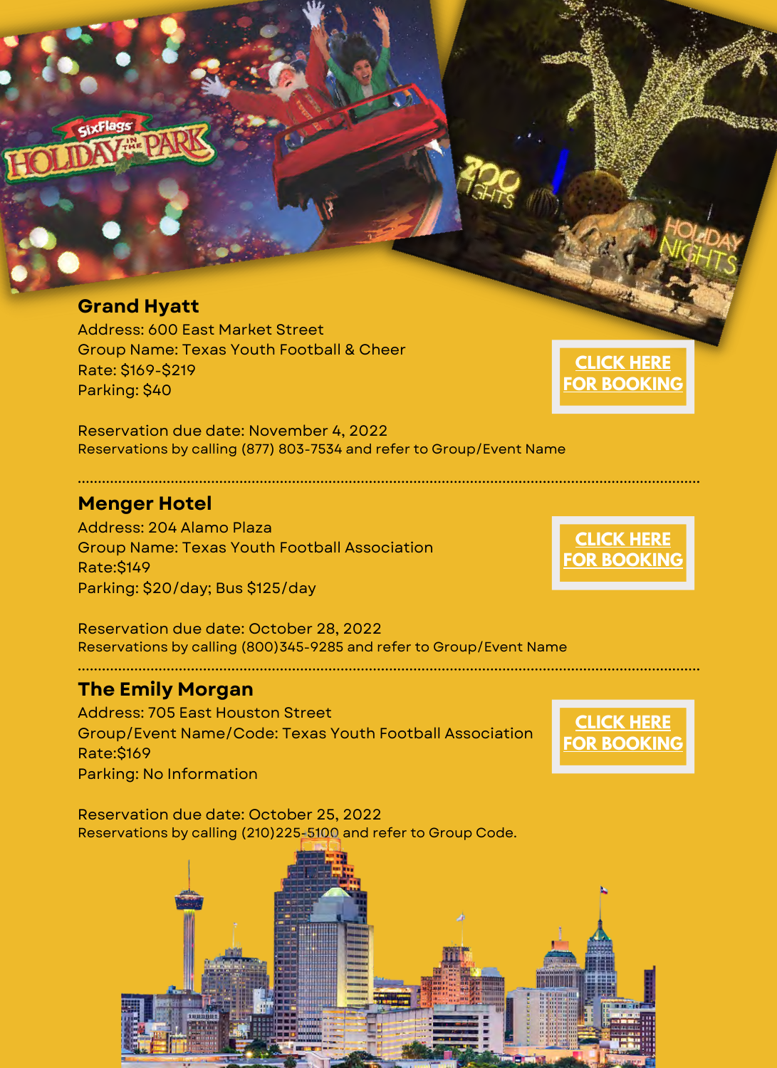## Grand Hyatt

Address: 600 East Market Street
Group Name: Texas Youth Football & Cheer
Rate: $169-$219
Parking: $40

**CLICK HERE FOR BOOKING**

Reservation due date: November 4, 2022
Reservations by calling (877) 803-7534 and refer to Group/Event Name

## Menger Hotel

Address: 204 Alamo Plaza
Group Name: Texas Youth Football Association
Rate:$149
Parking: $20/day; Bus $125/day

**CLICK HERE FOR BOOKING**

Reservation due date: October 28, 2022
Reservations by calling (800)345-9285 and refer to Group/Event Name

## The Emily Morgan

Address: 705 East Houston Street
Group/Event Name/Code: Texas Youth Football Association
Rate:$169
Parking: No Information

**CLICK HERE FOR BOOKING**

Reservation due date: October 25, 2022
Reservations by calling (210)225-5100 and refer to Group Code.